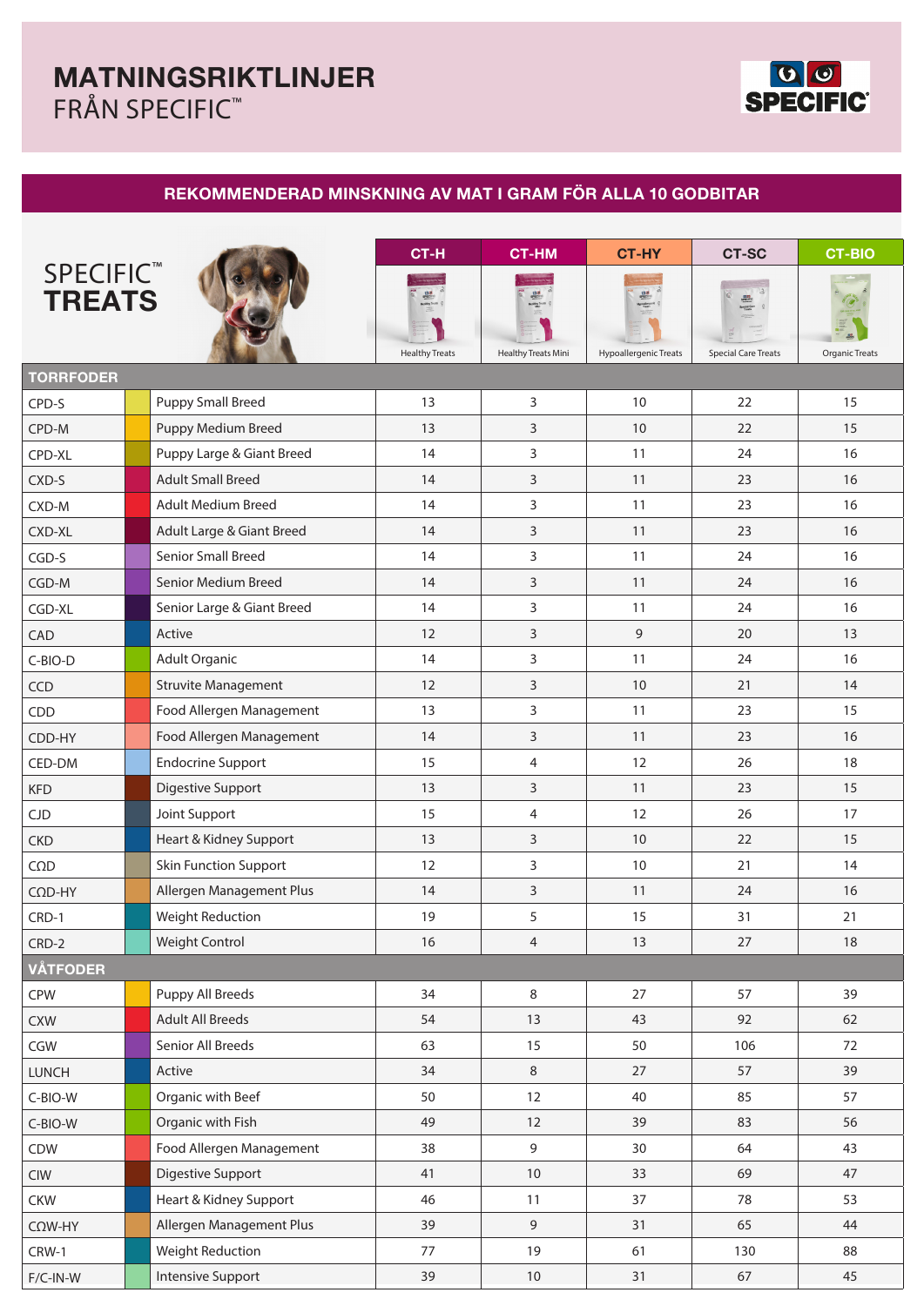# MATNINGSRIKTLINJER
FRÅN SPECIFIC™

## REKOMMENDERAD MINSKNING AV MAT I GRAM FÖR ALLA 10 GODBITAR

SPECIFIC™ **TREATS**

| | | CT-H Healthy Treats | CT-HM Healthy Treats Mini | CT-HY Hypoallergenic Treats | CT-SC Special Care Treats | CT-BIO Organic Treats |
|---|---|---|---|---|---|---|
| **TORRFODER** | | | | | | |
| CPD-S | Puppy Small Breed | 13 | 3 | 10 | 22 | 15 |
| CPD-M | Puppy Medium Breed | 13 | 3 | 10 | 22 | 15 |
| CPD-XL | Puppy Large & Giant Breed | 14 | 3 | 11 | 24 | 16 |
| CXD-S | Adult Small Breed | 14 | 3 | 11 | 23 | 16 |
| CXD-M | Adult Medium Breed | 14 | 3 | 11 | 23 | 16 |
| CXD-XL | Adult Large & Giant Breed | 14 | 3 | 11 | 23 | 16 |
| CGD-S | Senior Small Breed | 14 | 3 | 11 | 24 | 16 |
| CGD-M | Senior Medium Breed | 14 | 3 | 11 | 24 | 16 |
| CGD-XL | Senior Large & Giant Breed | 14 | 3 | 11 | 24 | 16 |
| CAD | Active | 12 | 3 | 9 | 20 | 13 |
| C-BIO-D | Adult Organic | 14 | 3 | 11 | 24 | 16 |
| CCD | Struvite Management | 12 | 3 | 10 | 21 | 14 |
| CDD | Food Allergen Management | 13 | 3 | 11 | 23 | 15 |
| CDD-HY | Food Allergen Management | 14 | 3 | 11 | 23 | 16 |
| CED-DM | Endocrine Support | 15 | 4 | 12 | 26 | 18 |
| KFD | Digestive Support | 13 | 3 | 11 | 23 | 15 |
| CJD | Joint Support | 15 | 4 | 12 | 26 | 17 |
| CKD | Heart & Kidney Support | 13 | 3 | 10 | 22 | 15 |
| CΩD | Skin Function Support | 12 | 3 | 10 | 21 | 14 |
| CΩD-HY | Allergen Management Plus | 14 | 3 | 11 | 24 | 16 |
| CRD-1 | Weight Reduction | 19 | 5 | 15 | 31 | 21 |
| CRD-2 | Weight Control | 16 | 4 | 13 | 27 | 18 |
| **VÅTFODER** | | | | | | |
| CPW | Puppy All Breeds | 34 | 8 | 27 | 57 | 39 |
| CXW | Adult All Breeds | 54 | 13 | 43 | 92 | 62 |
| CGW | Senior All Breeds | 63 | 15 | 50 | 106 | 72 |
| LUNCH | Active | 34 | 8 | 27 | 57 | 39 |
| C-BIO-W | Organic with Beef | 50 | 12 | 40 | 85 | 57 |
| C-BIO-W | Organic with Fish | 49 | 12 | 39 | 83 | 56 |
| CDW | Food Allergen Management | 38 | 9 | 30 | 64 | 43 |
| CIW | Digestive Support | 41 | 10 | 33 | 69 | 47 |
| CKW | Heart & Kidney Support | 46 | 11 | 37 | 78 | 53 |
| CΩW-HY | Allergen Management Plus | 39 | 9 | 31 | 65 | 44 |
| CRW-1 | Weight Reduction | 77 | 19 | 61 | 130 | 88 |
| F/C-IN-W | Intensive Support | 39 | 10 | 31 | 67 | 45 |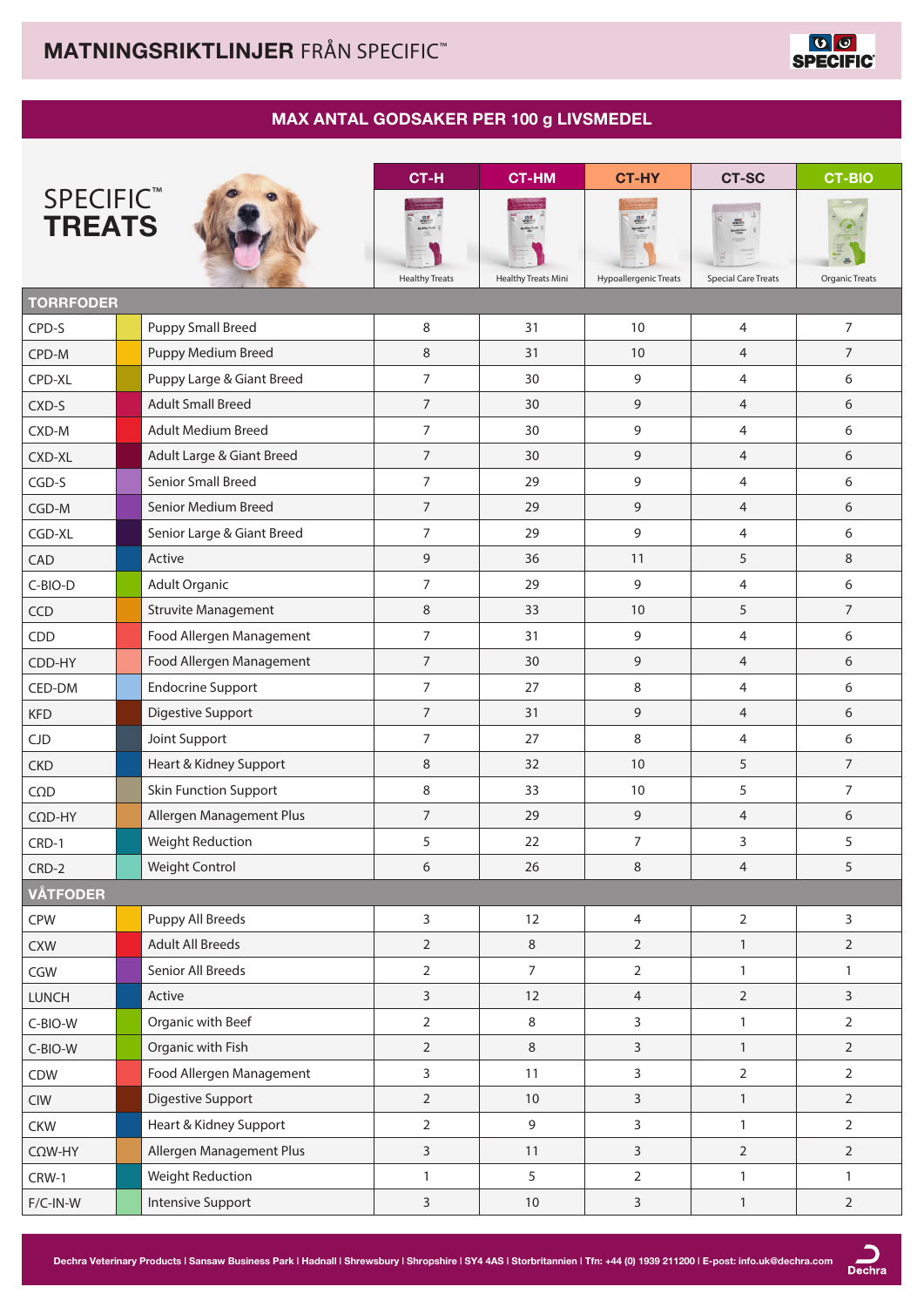# MATNINGSRIKTLINJER FRÅN SPECIFIC™

## MAX ANTAL GODSAKER PER 100 g LIVSMEDEL

SPECIFIC™ TREATS

| | | CT-H Healthy Treats | CT-HM Healthy Treats Mini | CT-HY Hypoallergenic Treats | CT-SC Special Care Treats | CT-BIO Organic Treats |
|---|---|---|---|---|---|---|
| **TORRFODER** | | | | | | |
| CPD-S | Puppy Small Breed | 8 | 31 | 10 | 4 | 7 |
| CPD-M | Puppy Medium Breed | 8 | 31 | 10 | 4 | 7 |
| CPD-XL | Puppy Large & Giant Breed | 7 | 30 | 9 | 4 | 6 |
| CXD-S | Adult Small Breed | 7 | 30 | 9 | 4 | 6 |
| CXD-M | Adult Medium Breed | 7 | 30 | 9 | 4 | 6 |
| CXD-XL | Adult Large & Giant Breed | 7 | 30 | 9 | 4 | 6 |
| CGD-S | Senior Small Breed | 7 | 29 | 9 | 4 | 6 |
| CGD-M | Senior Medium Breed | 7 | 29 | 9 | 4 | 6 |
| CGD-XL | Senior Large & Giant Breed | 7 | 29 | 9 | 4 | 6 |
| CAD | Active | 9 | 36 | 11 | 5 | 8 |
| C-BIO-D | Adult Organic | 7 | 29 | 9 | 4 | 6 |
| CCD | Struvite Management | 8 | 33 | 10 | 5 | 7 |
| CDD | Food Allergen Management | 7 | 31 | 9 | 4 | 6 |
| CDD-HY | Food Allergen Management | 7 | 30 | 9 | 4 | 6 |
| CED-DM | Endocrine Support | 7 | 27 | 8 | 4 | 6 |
| KFD | Digestive Support | 7 | 31 | 9 | 4 | 6 |
| CJD | Joint Support | 7 | 27 | 8 | 4 | 6 |
| CKD | Heart & Kidney Support | 8 | 32 | 10 | 5 | 7 |
| CΩD | Skin Function Support | 8 | 33 | 10 | 5 | 7 |
| CΩD-HY | Allergen Management Plus | 7 | 29 | 9 | 4 | 6 |
| CRD-1 | Weight Reduction | 5 | 22 | 7 | 3 | 5 |
| CRD-2 | Weight Control | 6 | 26 | 8 | 4 | 5 |
| **VÅTFODER** | | | | | | |
| CPW | Puppy All Breeds | 3 | 12 | 4 | 2 | 3 |
| CXW | Adult All Breeds | 2 | 8 | 2 | 1 | 2 |
| CGW | Senior All Breeds | 2 | 7 | 2 | 1 | 1 |
| LUNCH | Active | 3 | 12 | 4 | 2 | 3 |
| C-BIO-W | Organic with Beef | 2 | 8 | 3 | 1 | 2 |
| C-BIO-W | Organic with Fish | 2 | 8 | 3 | 1 | 2 |
| CDW | Food Allergen Management | 3 | 11 | 3 | 2 | 2 |
| CIW | Digestive Support | 2 | 10 | 3 | 1 | 2 |
| CKW | Heart & Kidney Support | 2 | 9 | 3 | 1 | 2 |
| CΩW-HY | Allergen Management Plus | 3 | 11 | 3 | 2 | 2 |
| CRW-1 | Weight Reduction | 1 | 5 | 2 | 1 | 1 |
| F/C-IN-W | Intensive Support | 3 | 10 | 3 | 1 | 2 |

Dechra Veterinary Products | Sansaw Business Park | Hadnall | Shrewsbury | Shropshire | SY4 4AS | Storbritannien | Tfn: +44 (0) 1939 211200 | E-post: info.uk@dechra.com